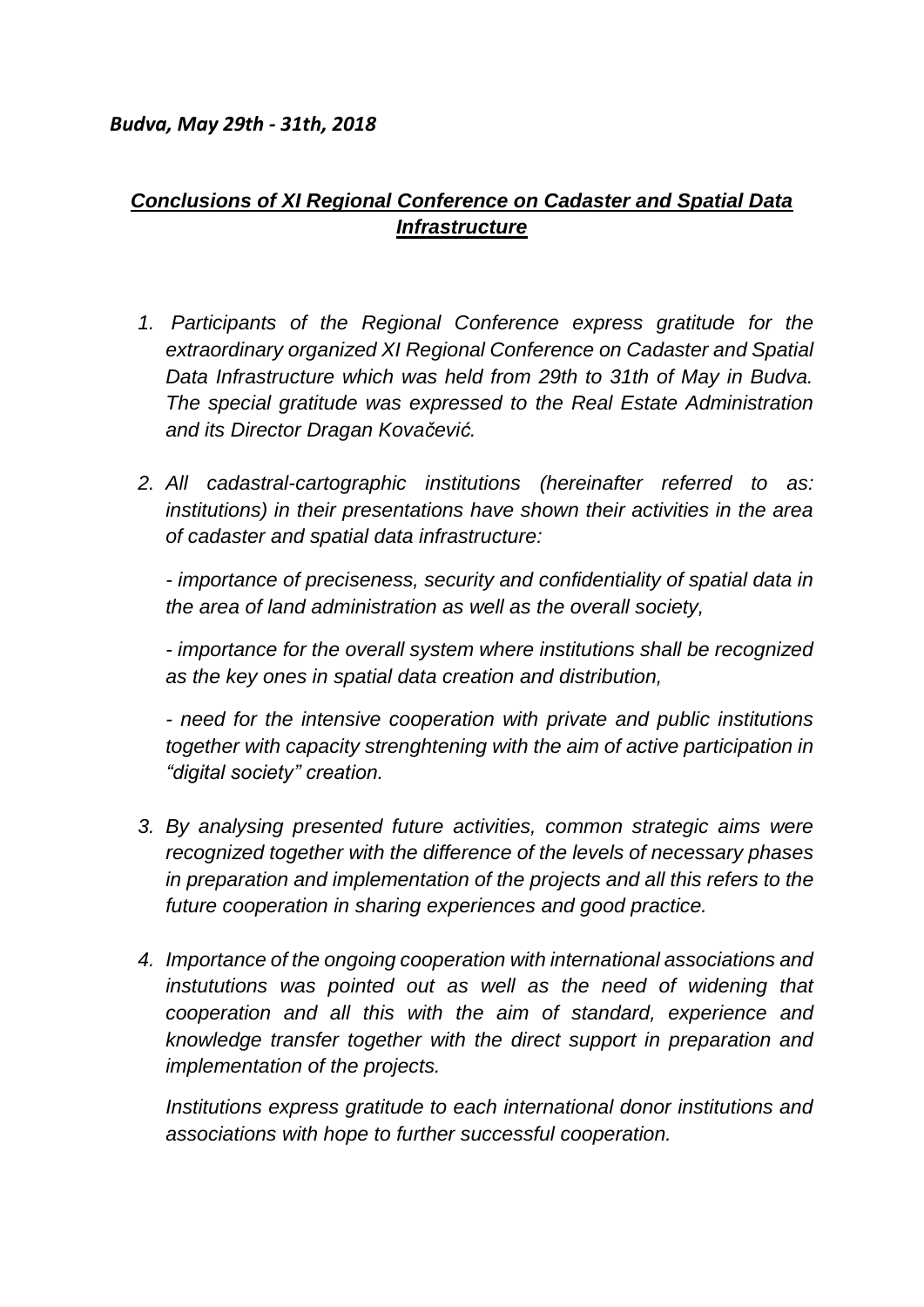*Budva, May 29th - 31th, 2018*

## ***Conclusions of XI Regional Conference on Cadaster and Spatial Data Infrastructure***

1. *Participants of the Regional Conference express gratitude for the extraordinary organized XI Regional Conference on Cadaster and Spatial Data Infrastructure which was held from 29th to 31th of May in Budva. The special gratitude was expressed to the Real Estate Administration and its Director Dragan Kovačević.*

2. *All cadastral-cartographic institutions (hereinafter referred to as: institutions) in their presentations have shown their activities in the area of cadaster and spatial data infrastructure:*

   *- importance of preciseness, security and confidentiality of spatial data in the area of land administration as well as the overall society,*

   *- importance for the overall system where institutions shall be recognized as the key ones in spatial data creation and distribution,*

   *- need for the intensive cooperation with private and public institutions together with capacity strenghtening with the aim of active participation in "digital society" creation.*

3. *By analysing presented future activities, common strategic aims were recognized together with the difference of the levels of necessary phases in preparation and implementation of the projects and all this refers to the future cooperation in sharing experiences and good practice.*

4. *Importance of the ongoing cooperation with international associations and instututions was pointed out as well as the need of widening that cooperation and all this with the aim of standard, experience and knowledge transfer together with the direct support in preparation and implementation of the projects.*

   *Institutions express gratitude to each international donor institutions and associations with hope to further successful cooperation.*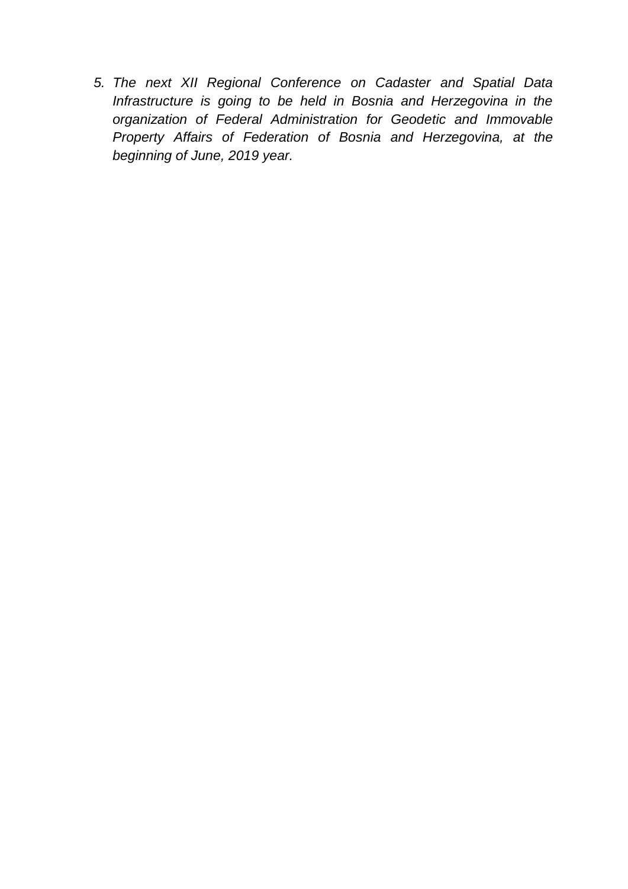5. *The next XII Regional Conference on Cadaster and Spatial Data Infrastructure is going to be held in Bosnia and Herzegovina in the organization of Federal Administration for Geodetic and Immovable Property Affairs of Federation of Bosnia and Herzegovina, at the beginning of June, 2019 year.*